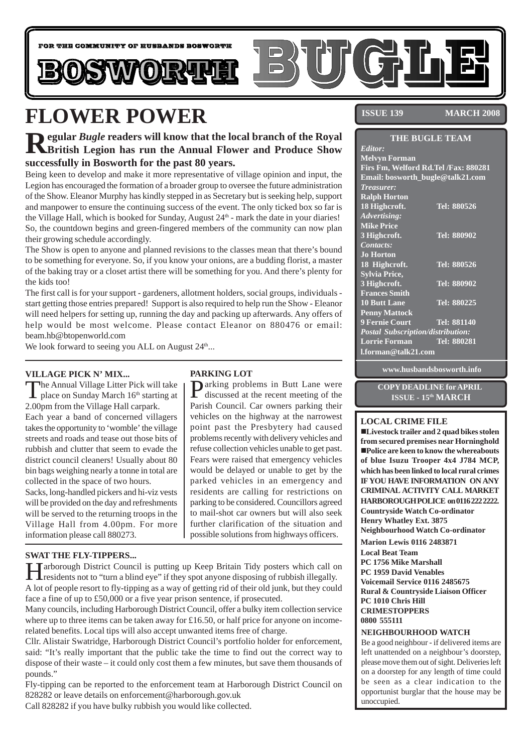FOR THE COMMUNITY OF HUSBANDS BOSWORTH

# BOSWORTH BUGLE

**ISSUE 139** **MARCH 2008**

# FLOWER POWER

**Regular *Bugle* readers will know that the local branch of the Royal British Legion has run the Annual Flower and Produce Show successfully in Bosworth for the past 80 years.**

Being keen to develop and make it more representative of village opinion and input, the Legion has encouraged the formation of a broader group to oversee the future administration of the Show. Eleanor Murphy has kindly stepped in as Secretary but is seeking help, support and manpower to ensure the continuing success of the event. The only ticked box so far is the Village Hall, which is booked for Sunday, August 24th - mark the date in your diaries! So, the countdown begins and green-fingered members of the community can now plan their growing schedule accordingly.

The Show is open to anyone and planned revisions to the classes mean that there's bound to be something for everyone. So, if you know your onions, are a budding florist, a master of the baking tray or a closet artist there will be something for you. And there's plenty for the kids too!

The first call is for your support - gardeners, allotment holders, social groups, individuals - start getting those entries prepared! Support is also required to help run the Show - Eleanor will need helpers for setting up, running the day and packing up afterwards. Any offers of help would be most welcome. Please contact Eleanor on 880476 or email: beam.hb@btopenworld.com

We look forward to seeing you ALL on August 24th...

### VILLAGE PICK N' MIX...

The Annual Village Litter Pick will take place on Sunday March 16th starting at 2.00pm from the Village Hall carpark.

Each year a band of concerned villagers takes the opportunity to 'womble' the village streets and roads and tease out those bits of rubbish and clutter that seem to evade the district council cleaners! Usually about 80 bin bags weighing nearly a tonne in total are collected in the space of two hours.

Sacks, long-handled pickers and hi-viz vests will be provided on the day and refreshments will be served to the returning troops in the Village Hall from 4.00pm. For more information please call 880273.

### PARKING LOT

Parking problems in Butt Lane were discussed at the recent meeting of the Parish Council. Car owners parking their vehicles on the highway at the narrowest point past the Presbytery had caused problems recently with delivery vehicles and refuse collection vehicles unable to get past. Fears were raised that emergency vehicles would be delayed or unable to get by the parked vehicles in an emergency and residents are calling for restrictions on parking to be considered. Councillors agreed to mail-shot car owners but will also seek further clarification of the situation and possible solutions from highways officers.

### SWAT THE FLY-TIPPERS...

Harborough District Council is putting up Keep Britain Tidy posters which call on residents not to "turn a blind eye" if they spot anyone disposing of rubbish illegally.

A lot of people resort to fly-tipping as a way of getting rid of their old junk, but they could face a fine of up to £50,000 or a five year prison sentence, if prosecuted.

Many councils, including Harborough District Council, offer a bulky item collection service where up to three items can be taken away for £16.50, or half price for anyone on income-related benefits. Local tips will also accept unwanted items free of charge.

Cllr. Alistair Swatridge, Harborough District Council's portfolio holder for enforcement, said: "It's really important that the public take the time to find out the correct way to dispose of their waste – it could only cost them a few minutes, but save them thousands of pounds."

Fly-tipping can be reported to the enforcement team at Harborough District Council on 828282 or leave details on enforcement@harborough.gov.uk

Call 828282 if you have bulky rubbish you would like collected.

### THE BUGLE TEAM

*Editor:*
**Melvyn Forman**
**Firs Fm, Welford Rd.Tel /Fax: 880281**
**Email: bosworth_bugle@talk21.com**

*Treasurer:*
**Ralph Horton**
**18 Highcroft. Tel: 880526**

*Advertising:*
**Mike Price**
**3 Highcroft. Tel: 880902**

*Contacts:*
**Jo Horton**
**18 Highcroft. Tel: 880526**
**Sylvia Price,**
**3 Highcroft. Tel: 880902**
**Frances Smith**
**10 Butt Lane Tel: 880225**
**Penny Mattock**
**9 Fernie Court Tel: 881140**

*Postal Subscription/distribution:*
**Lorrie Forman Tel: 880281**
**l.forman@talk21.com**

**www.husbandsbosworth.info**

**COPY DEADLINE for APRIL ISSUE - 15th MARCH**

### LOCAL CRIME FILE

- **Livestock trailer and 2 quad bikes stolen from secured premises near Horninghold**
- **Police are keen to know the whereabouts of blue Isuzu Trooper 4x4 J784 MCP, which has been linked to local rural crimes**

**IF YOU HAVE INFORMATION ON ANY CRIMINAL ACTIVITY CALL MARKET HARBOROUGH POLICE on 0116 222 2222.**

**Countryside Watch Co-ordinator**
**Henry Whatley Ext. 3875**
**Neighbourhood Watch Co-ordinator**
**Marion Lewis 0116 2483871**
**Local Beat Team**
**PC 1756 Mike Marshall**
**PC 1959 David Venables**
**Voicemail Service 0116 2485675**
**Rural & Countryside Liaison Officer**
**PC 1010 Chris Hill**
**CRIMESTOPPERS**
**0800 555111**

### NEIGHBOURHOOD WATCH

Be a good neighbour - if delivered items are left unattended on a neighbour's doorstep, please move them out of sight. Deliveries left on a doorstep for any length of time could be seen as a clear indication to the opportunist burglar that the house may be unoccupied.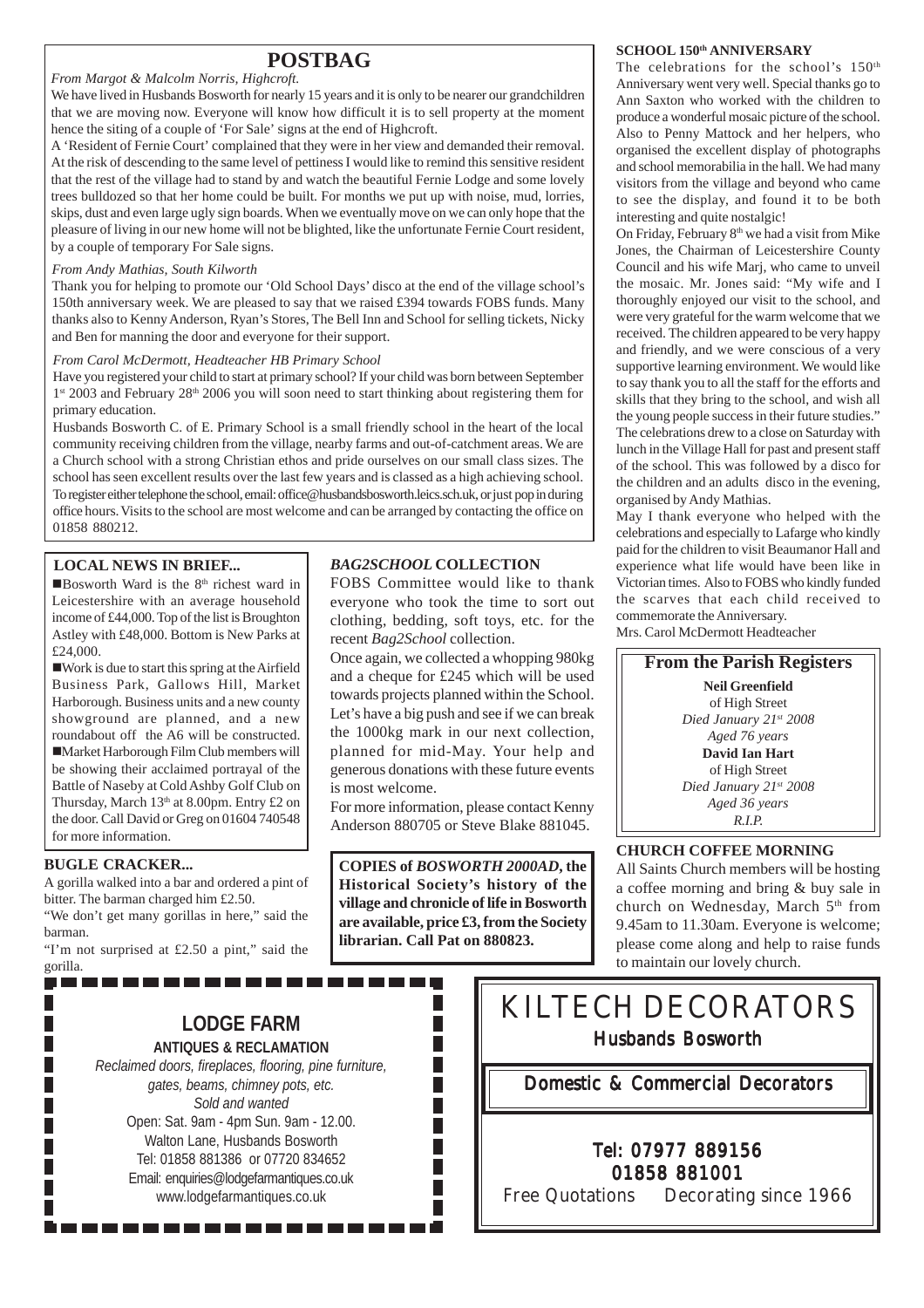## POSTBAG

*From Margot & Malcolm Norris, Highcroft.*

We have lived in Husbands Bosworth for nearly 15 years and it is only to be nearer our grandchildren that we are moving now. Everyone will know how difficult it is to sell property at the moment hence the siting of a couple of 'For Sale' signs at the end of Highcroft.

A 'Resident of Fernie Court' complained that they were in her view and demanded their removal. At the risk of descending to the same level of pettiness I would like to remind this sensitive resident that the rest of the village had to stand by and watch the beautiful Fernie Lodge and some lovely trees bulldozed so that her home could be built. For months we put up with noise, mud, lorries, skips, dust and even large ugly sign boards. When we eventually move on we can only hope that the pleasure of living in our new home will not be blighted, like the unfortunate Fernie Court resident, by a couple of temporary For Sale signs.

*From Andy Mathias, South Kilworth*

Thank you for helping to promote our 'Old School Days' disco at the end of the village school's 150th anniversary week. We are pleased to say that we raised £394 towards FOBS funds. Many thanks also to Kenny Anderson, Ryan's Stores, The Bell Inn and School for selling tickets, Nicky and Ben for manning the door and everyone for their support.

*From Carol McDermott, Headteacher HB Primary School*

Have you registered your child to start at primary school? If your child was born between September 1st 2003 and February 28th 2006 you will soon need to start thinking about registering them for primary education.

Husbands Bosworth C. of E. Primary School is a small friendly school in the heart of the local community receiving children from the village, nearby farms and out-of-catchment areas. We are a Church school with a strong Christian ethos and pride ourselves on our small class sizes. The school has seen excellent results over the last few years and is classed as a high achieving school. To register either telephone the school, email: office@husbandsbosworth.leics.sch.uk, or just pop in during office hours. Visits to the school are most welcome and can be arranged by contacting the office on 01858 880212.

### SCHOOL 150th ANNIVERSARY

The celebrations for the school's 150th Anniversary went very well. Special thanks go to Ann Saxton who worked with the children to produce a wonderful mosaic picture of the school. Also to Penny Mattock and her helpers, who organised the excellent display of photographs and school memorabilia in the hall. We had many visitors from the village and beyond who came to see the display, and found it to be both interesting and quite nostalgic!

On Friday, February 8th we had a visit from Mike Jones, the Chairman of Leicestershire County Council and his wife Marj, who came to unveil the mosaic. Mr. Jones said: "My wife and I thoroughly enjoyed our visit to the school, and were very grateful for the warm welcome that we received. The children appeared to be very happy and friendly, and we were conscious of a very supportive learning environment. We would like to say thank you to all the staff for the efforts and skills that they bring to the school, and wish all the young people success in their future studies."

The celebrations drew to a close on Saturday with lunch in the Village Hall for past and present staff of the school. This was followed by a disco for the children and an adults disco in the evening, organised by Andy Mathias.

May I thank everyone who helped with the celebrations and especially to Lafarge who kindly paid for the children to visit Beaumanor Hall and experience what life would have been like in Victorian times. Also to FOBS who kindly funded the scarves that each child received to commemorate the Anniversary.

Mrs. Carol McDermott Headteacher

### LOCAL NEWS IN BRIEF...

- Bosworth Ward is the 8th richest ward in Leicestershire with an average household income of £44,000. Top of the list is Broughton Astley with £48,000. Bottom is New Parks at £24,000.
- Work is due to start this spring at the Airfield Business Park, Gallows Hill, Market Harborough. Business units and a new county showground are planned, and a new roundabout off the A6 will be constructed.
- Market Harborough Film Club members will be showing their acclaimed portrayal of the Battle of Naseby at Cold Ashby Golf Club on Thursday, March 13th at 8.00pm. Entry £2 on the door. Call David or Greg on 01604 740548 for more information.

### *BAG2SCHOOL* COLLECTION

FOBS Committee would like to thank everyone who took the time to sort out clothing, bedding, soft toys, etc. for the recent *Bag2School* collection.

Once again, we collected a whopping 980kg and a cheque for £245 which will be used towards projects planned within the School. Let's have a big push and see if we can break the 1000kg mark in our next collection, planned for mid-May. Your help and generous donations with these future events is most welcome.

For more information, please contact Kenny Anderson 880705 or Steve Blake 881045.

### From the Parish Registers

**Neil Greenfield**
of High Street
*Died January 21st 2008*
*Aged 76 years*

**David Ian Hart**
of High Street
*Died January 21st 2008*
*Aged 36 years*
*R.I.P.*

### BUGLE CRACKER...

A gorilla walked into a bar and ordered a pint of bitter. The barman charged him £2.50.

"We don't get many gorillas in here," said the barman.

"I'm not surprised at £2.50 a pint," said the gorilla.

**COPIES of *BOSWORTH 2000AD*, the Historical Society's history of the village and chronicle of life in Bosworth are available, price £3, from the Society librarian. Call Pat on 880823.**

### CHURCH COFFEE MORNING

All Saints Church members will be hosting a coffee morning and bring & buy sale in church on Wednesday, March 5th from 9.45am to 11.30am. Everyone is welcome; please come along and help to raise funds to maintain our lovely church.

---

**LODGE FARM**
**ANTIQUES & RECLAMATION**
*Reclaimed doors, fireplaces, flooring, pine furniture, gates, beams, chimney pots, etc.*
*Sold and wanted*
Open: Sat. 9am - 4pm Sun. 9am - 12.00.
Walton Lane, Husbands Bosworth
Tel: 01858 881386 or 07720 834652
Email: enquiries@lodgefarmantiques.co.uk
www.lodgefarmantiques.co.uk

---

**KILTECH DECORATORS**
Husbands Bosworth

Domestic & Commercial Decorators

Tel: 07977 889156
01858 881001
Free Quotations    Decorating since 1966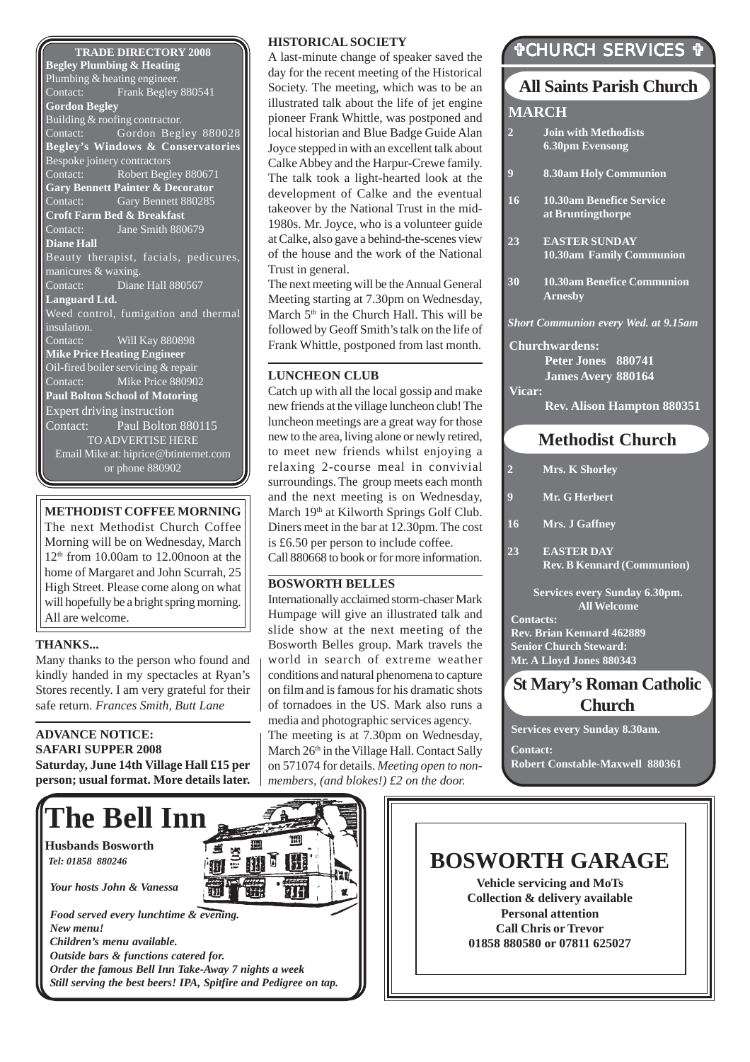## TRADE DIRECTORY 2008

**Begley Plumbing & Heating**
Plumbing & heating engineer.
Contact: Frank Begley 880541

**Gordon Begley**
Building & roofing contractor.
Contact: Gordon Begley 880028

**Begley's Windows & Conservatories**
Bespoke joinery contractors
Contact: Robert Begley 880671

**Gary Bennett Painter & Decorator**
Contact: Gary Bennett 880285

**Croft Farm Bed & Breakfast**
Contact: Jane Smith 880679

**Diane Hall**
Beauty therapist, facials, pedicures, manicures & waxing.
Contact: Diane Hall 880567

**Languard Ltd.**
Weed control, fumigation and thermal insulation.
Contact: Will Kay 880898

**Mike Price Heating Engineer**
Oil-fired boiler servicing & repair
Contact: Mike Price 880902

**Paul Bolton School of Motoring**
Expert driving instruction
Contact: Paul Bolton 880115

TO ADVERTISE HERE
Email Mike at: hiprice@btinternet.com or phone 880902

## METHODIST COFFEE MORNING

The next Methodist Church Coffee Morning will be on Wednesday, March 12th from 10.00am to 12.00noon at the home of Margaret and John Scurrah, 25 High Street. Please come along on what will hopefully be a bright spring morning. All are welcome.

## THANKS...

Many thanks to the person who found and kindly handed in my spectacles at Ryan's Stores recently. I am very grateful for their safe return. *Frances Smith, Butt Lane*

## ADVANCE NOTICE: SAFARI SUPPER 2008

**Saturday, June 14th Village Hall £15 per person; usual format. More details later.**

## HISTORICAL SOCIETY

A last-minute change of speaker saved the day for the recent meeting of the Historical Society. The meeting, which was to be an illustrated talk about the life of jet engine pioneer Frank Whittle, was postponed and local historian and Blue Badge Guide Alan Joyce stepped in with an excellent talk about Calke Abbey and the Harpur-Crewe family. The talk took a light-hearted look at the development of Calke and the eventual takeover by the National Trust in the mid-1980s. Mr. Joyce, who is a volunteer guide at Calke, also gave a behind-the-scenes view of the house and the work of the National Trust in general.

The next meeting will be the Annual General Meeting starting at 7.30pm on Wednesday, March 5th in the Church Hall. This will be followed by Geoff Smith's talk on the life of Frank Whittle, postponed from last month.

## LUNCHEON CLUB

Catch up with all the local gossip and make new friends at the village luncheon club! The luncheon meetings are a great way for those new to the area, living alone or newly retired, to meet new friends whilst enjoying a relaxing 2-course meal in convivial surroundings. The group meets each month and the next meeting is on Wednesday, March 19th at Kilworth Springs Golf Club. Diners meet in the bar at 12.30pm. The cost is £6.50 per person to include coffee.
Call 880668 to book or for more information.

## BOSWORTH BELLES

Internationally acclaimed storm-chaser Mark Humpage will give an illustrated talk and slide show at the next meeting of the Bosworth Belles group. Mark travels the world in search of extreme weather conditions and natural phenomena to capture on film and is famous for his dramatic shots of tornadoes in the US. Mark also runs a media and photographic services agency.
The meeting is at 7.30pm on Wednesday, March 26th in the Village Hall. Contact Sally on 571074 for details. *Meeting open to non-members, (and blokes!) £2 on the door.*

## ✞CHURCH SERVICES ✞

### All Saints Parish Church

**MARCH**

- **2** Join with Methodists 6.30pm Evensong
- **9** 8.30am Holy Communion
- **16** 10.30am Benefice Service at Bruntingthorpe
- **23** EASTER SUNDAY 10.30am Family Communion
- **30** 10.30am Benefice Communion Arnesby

*Short Communion every Wed. at 9.15am*

**Churchwardens:**
Peter Jones 880741
James Avery 880164

**Vicar:**
Rev. Alison Hampton 880351

### Methodist Church

- **2** Mrs. K Shorley
- **9** Mr. G Herbert
- **16** Mrs. J Gaffney
- **23** EASTER DAY Rev. B Kennard (Communion)

**Services every Sunday 6.30pm. All Welcome**

**Contacts:**
Rev. Brian Kennard 462889
Senior Church Steward:
Mr. A Lloyd Jones 880343

### St Mary's Roman Catholic Church

**Services every Sunday 8.30am.**

**Contact:**
Robert Constable-Maxwell 880361

# The Bell Inn

**Husbands Bosworth**
*Tel: 01858 880246*

*Your hosts John & Vanessa*

*Food served every lunchtime & evening.*
*New menu!*
*Children's menu available.*
*Outside bars & functions catered for.*
*Order the famous Bell Inn Take-Away 7 nights a week*
*Still serving the best beers! IPA, Spitfire and Pedigree on tap.*

# BOSWORTH GARAGE

**Vehicle servicing and MoTs**
**Collection & delivery available**
**Personal attention**
**Call Chris or Trevor**
**01858 880580 or 07811 625027**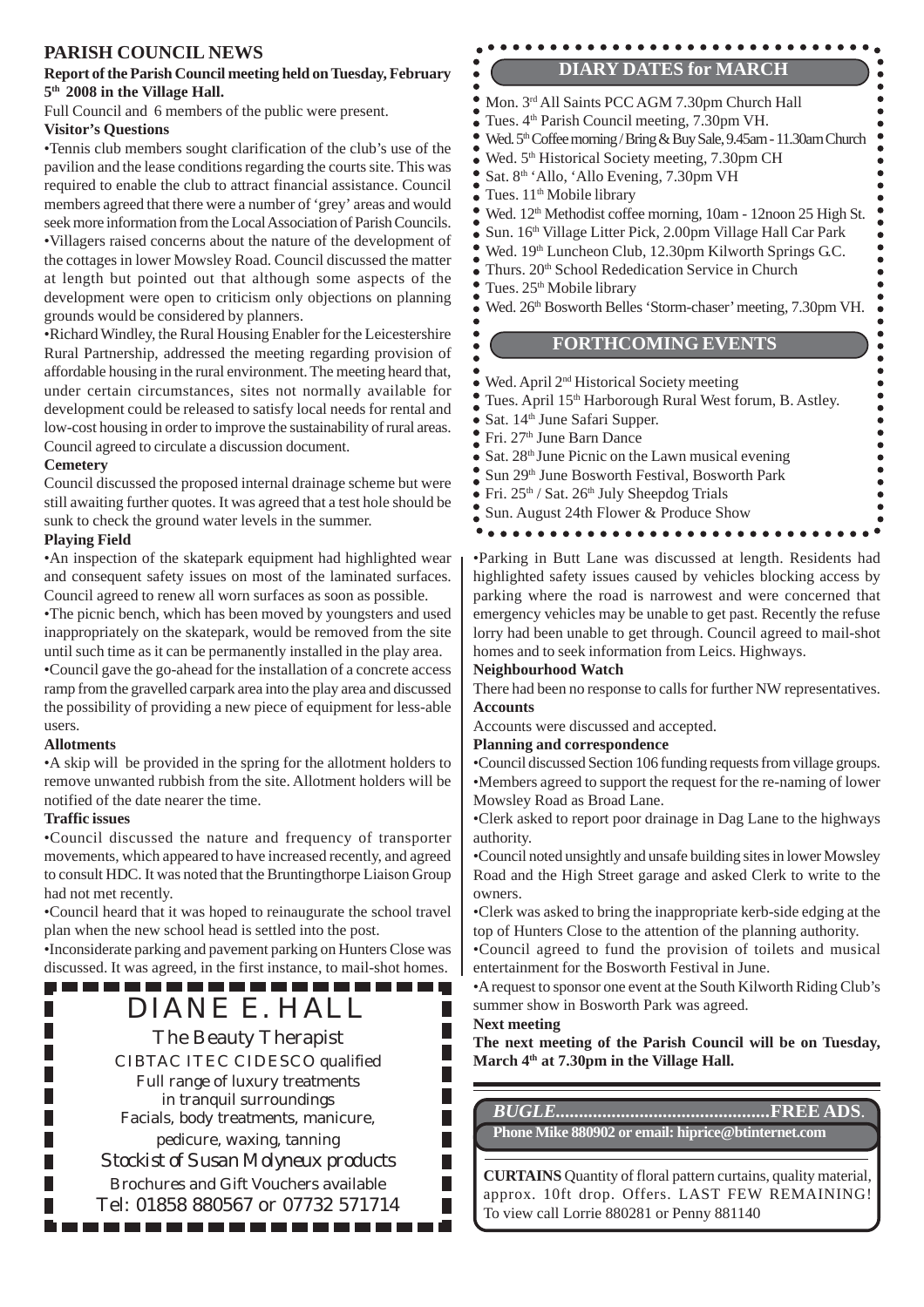## PARISH COUNCIL NEWS

**Report of the Parish Council meeting held on Tuesday, February 5th 2008 in the Village Hall.**

Full Council and 6 members of the public were present.

**Visitor's Questions**

•Tennis club members sought clarification of the club's use of the pavilion and the lease conditions regarding the courts site. This was required to enable the club to attract financial assistance. Council members agreed that there were a number of 'grey' areas and would seek more information from the Local Association of Parish Councils.

•Villagers raised concerns about the nature of the development of the cottages in lower Mowsley Road. Council discussed the matter at length but pointed out that although some aspects of the development were open to criticism only objections on planning grounds would be considered by planners.

•Richard Windley, the Rural Housing Enabler for the Leicestershire Rural Partnership, addressed the meeting regarding provision of affordable housing in the rural environment. The meeting heard that, under certain circumstances, sites not normally available for development could be released to satisfy local needs for rental and low-cost housing in order to improve the sustainability of rural areas. Council agreed to circulate a discussion document.

**Cemetery**

Council discussed the proposed internal drainage scheme but were still awaiting further quotes. It was agreed that a test hole should be sunk to check the ground water levels in the summer.

**Playing Field**

•An inspection of the skatepark equipment had highlighted wear and consequent safety issues on most of the laminated surfaces. Council agreed to renew all worn surfaces as soon as possible.

•The picnic bench, which has been moved by youngsters and used inappropriately on the skatepark, would be removed from the site until such time as it can be permanently installed in the play area.

•Council gave the go-ahead for the installation of a concrete access ramp from the gravelled carpark area into the play area and discussed the possibility of providing a new piece of equipment for less-able users.

**Allotments**

•A skip will be provided in the spring for the allotment holders to remove unwanted rubbish from the site. Allotment holders will be notified of the date nearer the time.

**Traffic issues**

•Council discussed the nature and frequency of transporter movements, which appeared to have increased recently, and agreed to consult HDC. It was noted that the Bruntingthorpe Liaison Group had not met recently.

•Council heard that it was hoped to reinaugurate the school travel plan when the new school head is settled into the post.

•Inconsiderate parking and pavement parking on Hunters Close was discussed. It was agreed, in the first instance, to mail-shot homes.

•Parking in Butt Lane was discussed at length. Residents had highlighted safety issues caused by vehicles blocking access by parking where the road is narrowest and were concerned that emergency vehicles may be unable to get past. Recently the refuse lorry had been unable to get through. Council agreed to mail-shot homes and to seek information from Leics. Highways.

**Neighbourhood Watch**

There had been no response to calls for further NW representatives.

**Accounts**

Accounts were discussed and accepted.

**Planning and correspondence**

•Council discussed Section 106 funding requests from village groups.

•Members agreed to support the request for the re-naming of lower Mowsley Road as Broad Lane.

•Clerk asked to report poor drainage in Dag Lane to the highways authority.

•Council noted unsightly and unsafe building sites in lower Mowsley Road and the High Street garage and asked Clerk to write to the owners.

•Clerk was asked to bring the inappropriate kerb-side edging at the top of Hunters Close to the attention of the planning authority.

•Council agreed to fund the provision of toilets and musical entertainment for the Bosworth Festival in June.

•A request to sponsor one event at the South Kilworth Riding Club's summer show in Bosworth Park was agreed.

**Next meeting**

**The next meeting of the Parish Council will be on Tuesday, March 4th at 7.30pm in the Village Hall.**

---

## DIARY DATES for MARCH

- Mon. 3rd All Saints PCC AGM 7.30pm Church Hall
- Tues. 4th Parish Council meeting, 7.30pm VH.
- Wed. 5th Coffee morning / Bring & Buy Sale, 9.45am - 11.30am Church
- Wed. 5th Historical Society meeting, 7.30pm CH
- Sat. 8th 'Allo, 'Allo Evening, 7.30pm VH
- Tues. 11th Mobile library
- Wed. 12th Methodist coffee morning, 10am - 12noon 25 High St.
- Sun. 16th Village Litter Pick, 2.00pm Village Hall Car Park
- Wed. 19th Luncheon Club, 12.30pm Kilworth Springs G.C.
- Thurs. 20th School Rededication Service in Church
- Tues. 25th Mobile library
- Wed. 26th Bosworth Belles 'Storm-chaser' meeting, 7.30pm VH.

## FORTHCOMING EVENTS

- Wed. April 2nd Historical Society meeting
- Tues. April 15th Harborough Rural West forum, B. Astley.
- Sat. 14th June Safari Supper.
- Fri. 27th June Barn Dance
- Sat. 28th June Picnic on the Lawn musical evening
- Sun 29th June Bosworth Festival, Bosworth Park
- Fri. 25th / Sat. 26th July Sheepdog Trials
- Sun. August 24th Flower & Produce Show

---

# DIANE E. HALL

The Beauty Therapist

CIBTAC ITEC CIDESCO qualified

Full range of luxury treatments
in tranquil surroundings

Facials, body treatments, manicure,
pedicure, waxing, tanning

*Stockist of Susan Molyneux products*

Brochures and Gift Vouchers available

Tel: 01858 880567 or 07732 571714

---

***BUGLE*.............................................FREE ADS.**

**Phone Mike 880902 or email: hiprice@btinternet.com**

**CURTAINS** Quantity of floral pattern curtains, quality material, approx. 10ft drop. Offers. LAST FEW REMAINING! To view call Lorrie 880281 or Penny 881140